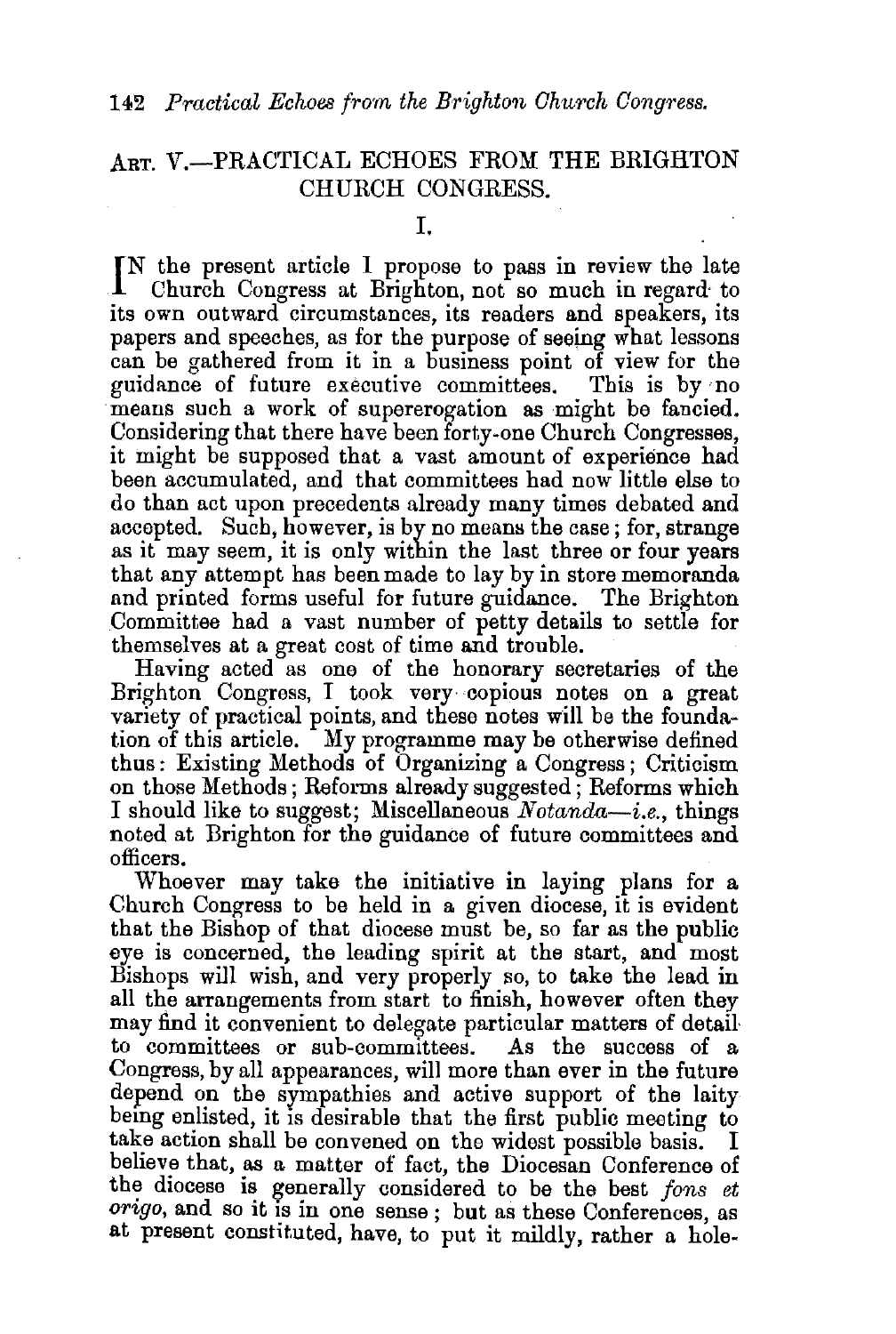## Art. V.—PRACTICAL ECHOES FROM THE BRIGHTON CHURCH CONGRESS.

### I.

IN the present article I propose to pass in review the late Church Congress at Brighton, not so much in regard to its own outward circumstances, its readers and speakers, its papers and speeches, as for the purpose of seeing what lessons can be gathered from it in a business point of view for the guidance of future executive committees. This is by no means such a work of supererogation as might be fancied. Considering that there have been forty-one Church Congresses, it might be supposed that a vast amount of experience had been accumulated, and that committees had now little else to do than act upon precedents already many times debated and accepted. Such, however, is by no means the case; for, strange as it may seem, it is only within the last three or four years that any attempt has been made to lay by in store memoranda and printed forms useful for future guidance. The Brighton Committee had a vast number of petty details to settle for themselves at a great cost of time and trouble.

Having acted as one of the honorary secretaries of the Brighton Congress, I took very copious notes on a great variety of practical points, and these notes will be the foundation of this article. My programme may be otherwise defined thus: Existing Methods of Organizing a Congress; Criticism on those Methods; Reforms already suggested; Reforms which I should like to suggest; Miscellaneous *Notanda—i.e.*, things noted at Brighton for the guidance of future committees and officers.

Whoever may take the initiative in laying plans for a Church Congress to be held in a given diocese, it is evident that the Bishop of that diocese must be, so far as the public eye is concerned, the leading spirit at the start, and most Bishops will wish, and very properly so, to take the lead in all the arrangements from start to finish, however often they may find it convenient to delegate particular matters of detail to committees or sub-committees. As the success of a Congress, by all appearances, will more than ever in the future depend on the sympathies and active support of the laity being enlisted, it is desirable that the first public meeting to take action shall be convened on the widest possible basis. I believe that, as a matter of fact, the Diocesan Conference of the diocese is generally considered to be the best *fons et origo*, and so it is in one sense; but as these Conferences, as at present constituted, have, to put it mildly, rather a hole-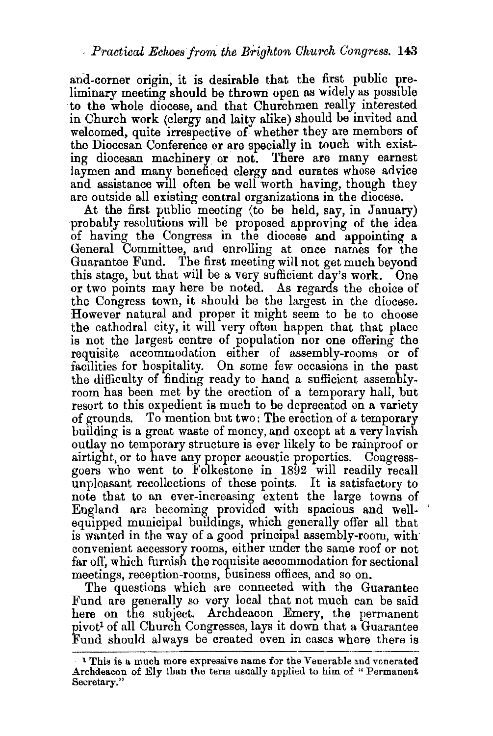and-corner origin, it is desirable that the first public preliminary meeting should be thrown open as widely as possible to the whole diocese, and that Churchmen really interested in Church work (clergy and laity alike) should be invited and welcomed, quite irrespective of whether they are members of the Diocesan Conference or are specially in touch with existing diocesan machinery or not. There are many earnest laymen and many beneficed clergy and curates whose advice and assistance will often be well worth having, though they are outside all existing central organizations in the diocese.

At the first public meeting (to be held, say, in January) probably resolutions will be proposed approving of the idea of having the Congress in the diocese and appointing a General Committee, and enrolling at once names for the Guarantee Fund. The first meeting will not get much beyond this stage, but that will be a very sufficient day's work. One or two points may here be noted. As regards the choice of the Congress town, it should be the largest in the diocese. However natural and proper it might seem to be to choose the cathedral city, it will very often happen that that place is not the largest centre of population nor one offering the requisite accommodation either of assembly-rooms or of facilities for hospitality. On some few occasions in the past the difficulty of finding ready to hand a sufficient assembly-room has been met by the erection of a temporary hall, but resort to this expedient is much to be deprecated on a variety of grounds. To mention but two: The erection of a temporary building is a great waste of money, and except at a very lavish outlay no temporary structure is ever likely to be rainproof or airtight, or to have any proper acoustic properties. Congress-goers who went to Folkestone in 1892 will readily recall unpleasant recollections of these points. It is satisfactory to note that to an ever-increasing extent the large towns of England are becoming provided with spacious and well-equipped municipal buildings, which generally offer all that is wanted in the way of a good principal assembly-room, with convenient accessory rooms, either under the same roof or not far off, which furnish the requisite accommodation for sectional meetings, reception-rooms, business offices, and so on.

The questions which are connected with the Guarantee Fund are generally so very local that not much can be said here on the subject. Archdeacon Emery, the permanent pivot[1] of all Church Congresses, lays it down that a Guarantee Fund should always be created even in cases where there is

[1] This is a much more expressive name for the Venerable and venerated Archdeacon of Ely than the term usually applied to him of "Permanent Secretary."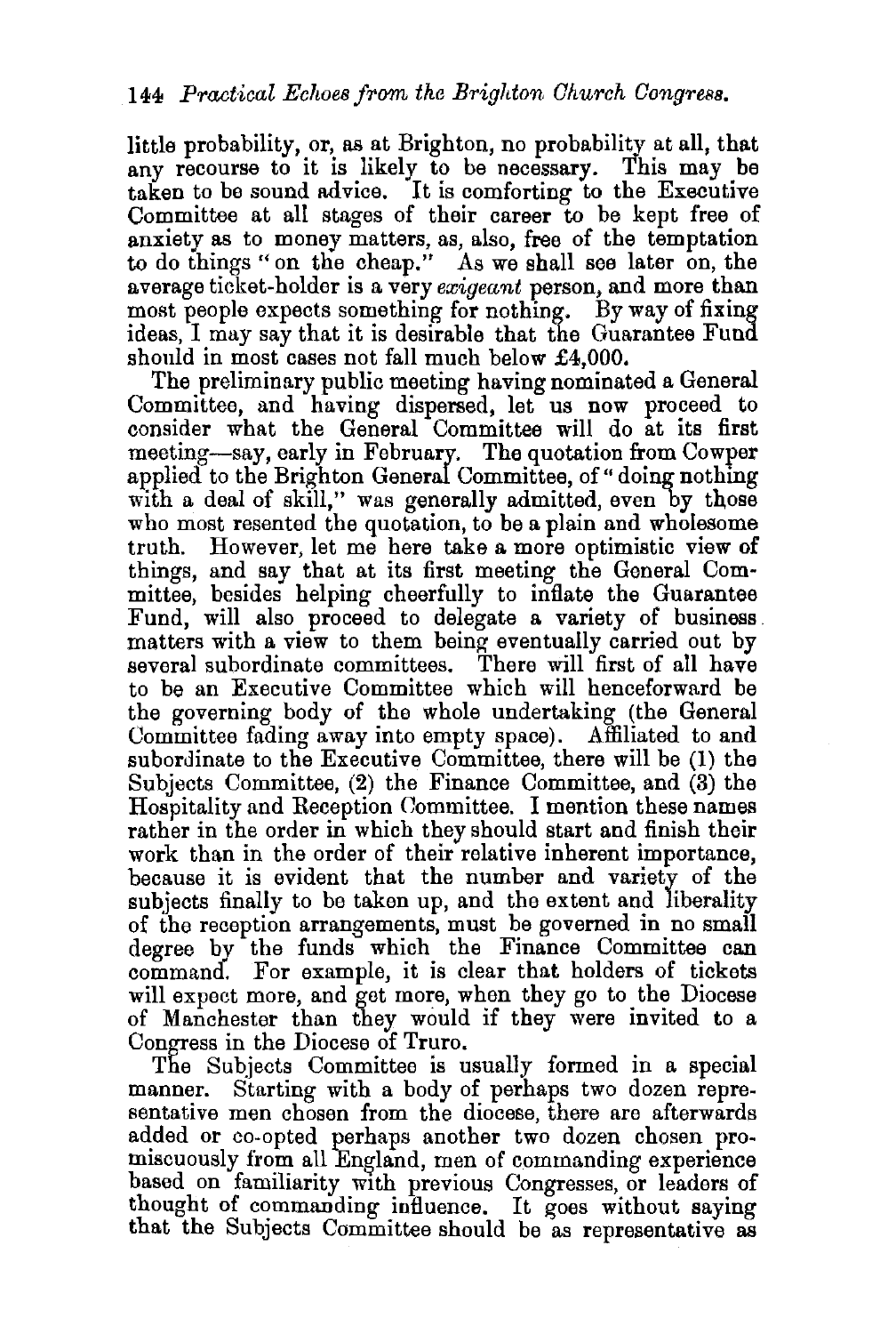little probability, or, as at Brighton, no probability at all, that any recourse to it is likely to be necessary. This may be taken to be sound advice. It is comforting to the Executive Committee at all stages of their career to be kept free of anxiety as to money matters, as, also, free of the temptation to do things "on the cheap." As we shall see later on, the average ticket-holder is a very *exigeant* person, and more than most people expects something for nothing. By way of fixing ideas, I may say that it is desirable that the Guarantee Fund should in most cases not fall much below £4,000.

The preliminary public meeting having nominated a General Committee, and having dispersed, let us now proceed to consider what the General Committee will do at its first meeting—say, early in February. The quotation from Cowper applied to the Brighton General Committee, of "doing nothing with a deal of skill," was generally admitted, even by those who most resented the quotation, to be a plain and wholesome truth. However, let me here take a more optimistic view of things, and say that at its first meeting the General Committee, besides helping cheerfully to inflate the Guarantee Fund, will also proceed to delegate a variety of business matters with a view to them being eventually carried out by several subordinate committees. There will first of all have to be an Executive Committee which will henceforward be the governing body of the whole undertaking (the General Committee fading away into empty space). Affiliated to and subordinate to the Executive Committee, there will be (1) the Subjects Committee, (2) the Finance Committee, and (3) the Hospitality and Reception Committee. I mention these names rather in the order in which they should start and finish their work than in the order of their relative inherent importance, because it is evident that the number and variety of the subjects finally to be taken up, and the extent and liberality of the reception arrangements, must be governed in no small degree by the funds which the Finance Committee can command. For example, it is clear that holders of tickets will expect more, and get more, when they go to the Diocese of Manchester than they would if they were invited to a Congress in the Diocese of Truro.

The Subjects Committee is usually formed in a special manner. Starting with a body of perhaps two dozen representative men chosen from the diocese, there are afterwards added or co-opted perhaps another two dozen chosen promiscuously from all England, men of commanding experience based on familiarity with previous Congresses, or leaders of thought of commanding influence. It goes without saying that the Subjects Committee should be as representative as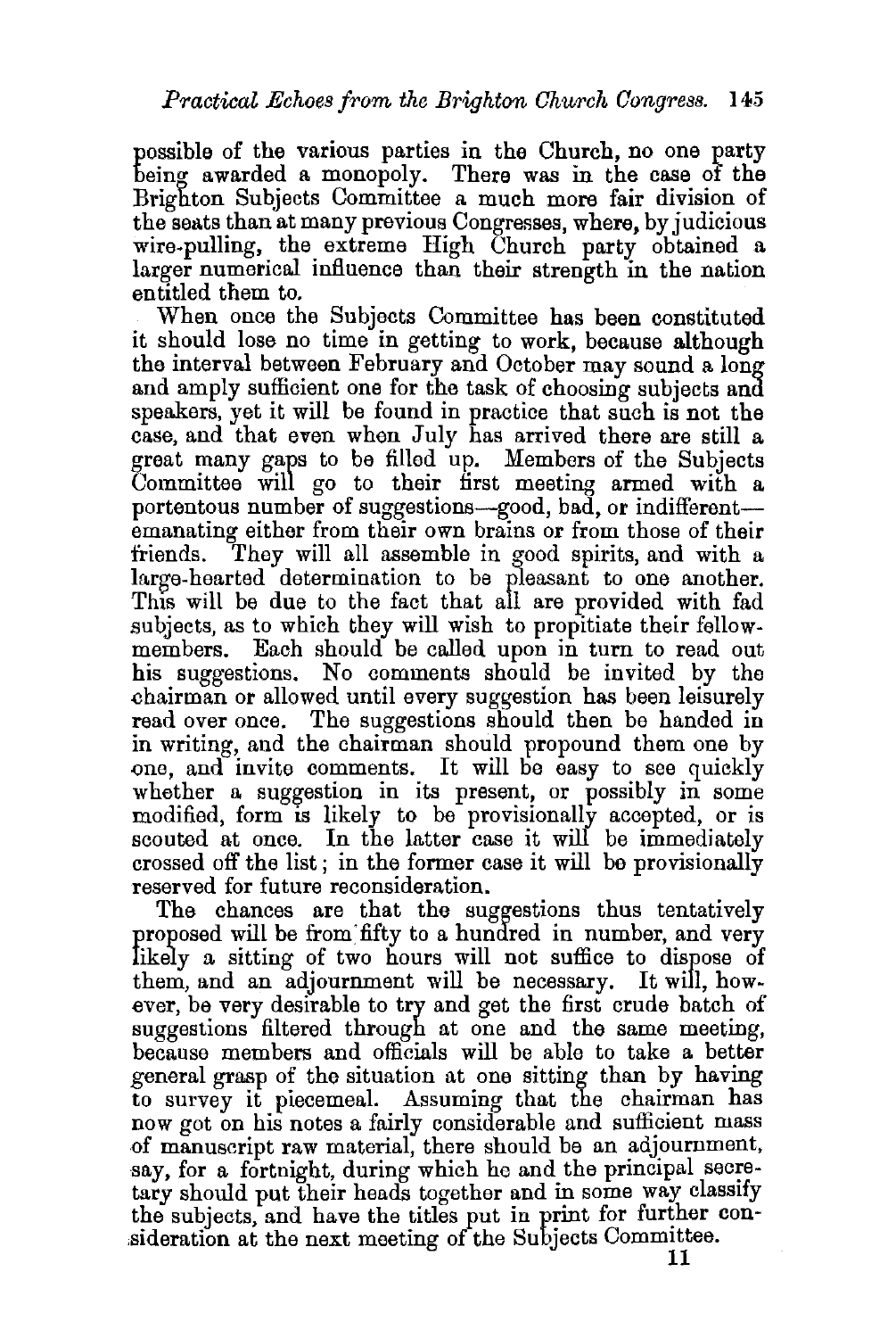possible of the various parties in the Church, no one party being awarded a monopoly. There was in the case of the Brighton Subjects Committee a much more fair division of the seats than at many previous Congresses, where, by judicious wire-pulling, the extreme High Church party obtained a larger numerical influence than their strength in the nation entitled them to.

When once the Subjects Committee has been constituted it should lose no time in getting to work, because although the interval between February and October may sound a long and amply sufficient one for the task of choosing subjects and speakers, yet it will be found in practice that such is not the case, and that even when July has arrived there are still a great many gaps to be filled up. Members of the Subjects Committee will go to their first meeting armed with a portentous number of suggestions—good, bad, or indifferent—emanating either from their own brains or from those of their friends. They will all assemble in good spirits, and with a large-hearted determination to be pleasant to one another. This will be due to the fact that all are provided with fad subjects, as to which they will wish to propitiate their fellow-members. Each should be called upon in turn to read out his suggestions. No comments should be invited by the chairman or allowed until every suggestion has been leisurely read over once. The suggestions should then be handed in in writing, and the chairman should propound them one by one, and invite comments. It will be easy to see quickly whether a suggestion in its present, or possibly in some modified, form is likely to be provisionally accepted, or is scouted at once. In the latter case it will be immediately crossed off the list; in the former case it will be provisionally reserved for future reconsideration.

The chances are that the suggestions thus tentatively proposed will be from fifty to a hundred in number, and very likely a sitting of two hours will not suffice to dispose of them, and an adjournment will be necessary. It will, however, be very desirable to try and get the first crude batch of suggestions filtered through at one and the same meeting, because members and officials will be able to take a better general grasp of the situation at one sitting than by having to survey it piecemeal. Assuming that the chairman has now got on his notes a fairly considerable and sufficient mass of manuscript raw material, there should be an adjournment, say, for a fortnight, during which he and the principal secretary should put their heads together and in some way classify the subjects, and have the titles put in print for further consideration at the next meeting of the Subjects Committee.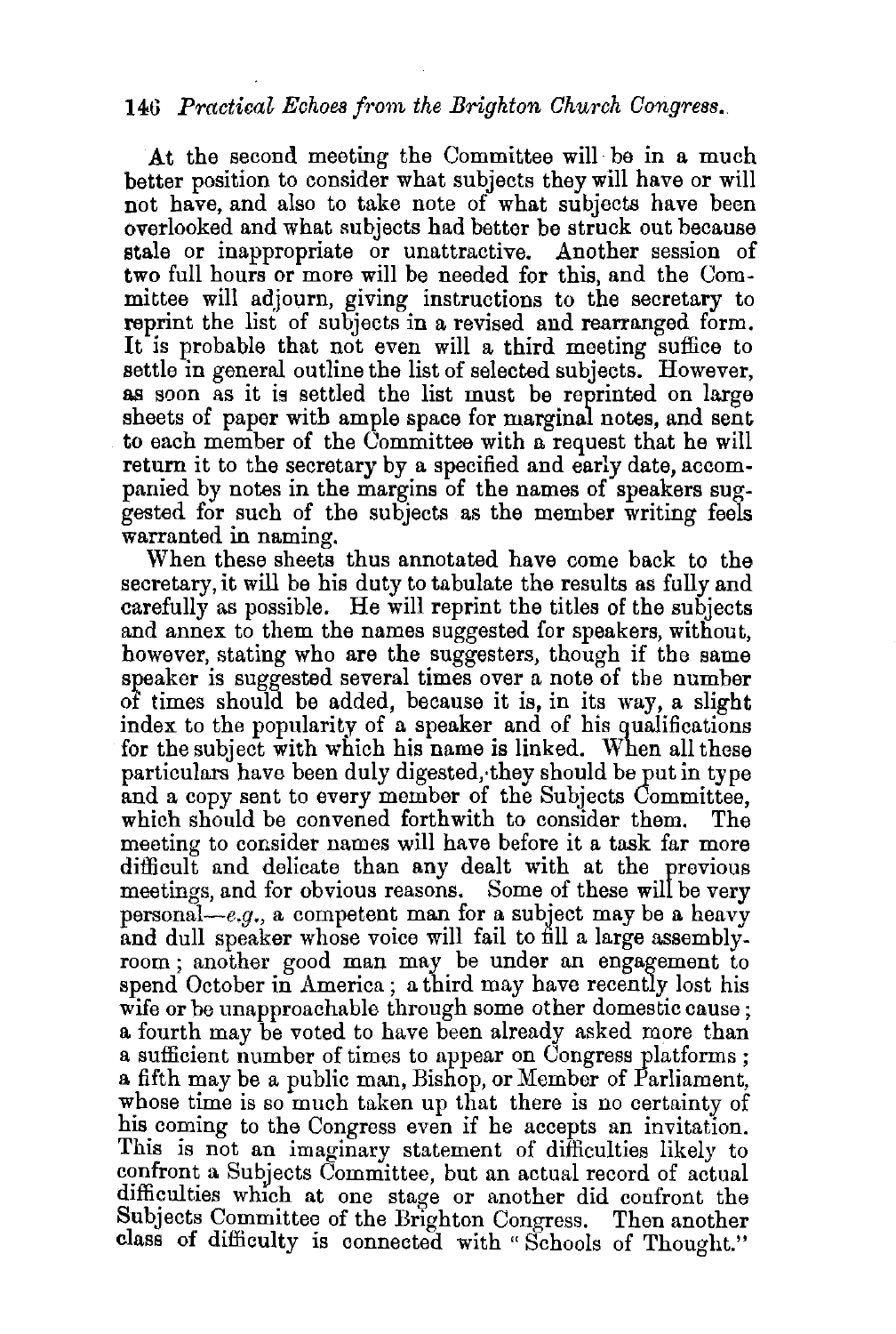At the second meeting the Committee will be in a much better position to consider what subjects they will have or will not have, and also to take note of what subjects have been overlooked and what subjects had better be struck out because stale or inappropriate or unattractive. Another session of two full hours or more will be needed for this, and the Committee will adjourn, giving instructions to the secretary to reprint the list of subjects in a revised and rearranged form. It is probable that not even will a third meeting suffice to settle in general outline the list of selected subjects. However, as soon as it is settled the list must be reprinted on large sheets of paper with ample space for marginal notes, and sent to each member of the Committee with a request that he will return it to the secretary by a specified and early date, accompanied by notes in the margins of the names of speakers suggested for such of the subjects as the member writing feels warranted in naming.

When these sheets thus annotated have come back to the secretary, it will be his duty to tabulate the results as fully and carefully as possible. He will reprint the titles of the subjects and annex to them the names suggested for speakers, without, however, stating who are the suggesters, though if the same speaker is suggested several times over a note of the number of times should be added, because it is, in its way, a slight index to the popularity of a speaker and of his qualifications for the subject with which his name is linked. When all these particulars have been duly digested, they should be put in type and a copy sent to every member of the Subjects Committee, which should be convened forthwith to consider them. The meeting to consider names will have before it a task far more difficult and delicate than any dealt with at the previous meetings, and for obvious reasons. Some of these will be very personal—*e.g.*, a competent man for a subject may be a heavy and dull speaker whose voice will fail to fill a large assembly-room; another good man may be under an engagement to spend October in America; a third may have recently lost his wife or be unapproachable through some other domestic cause; a fourth may be voted to have been already asked more than a sufficient number of times to appear on Congress platforms; a fifth may be a public man, Bishop, or Member of Parliament, whose time is so much taken up that there is no certainty of his coming to the Congress even if he accepts an invitation. This is not an imaginary statement of difficulties likely to confront a Subjects Committee, but an actual record of actual difficulties which at one stage or another did confront the Subjects Committee of the Brighton Congress. Then another class of difficulty is connected with "Schools of Thought."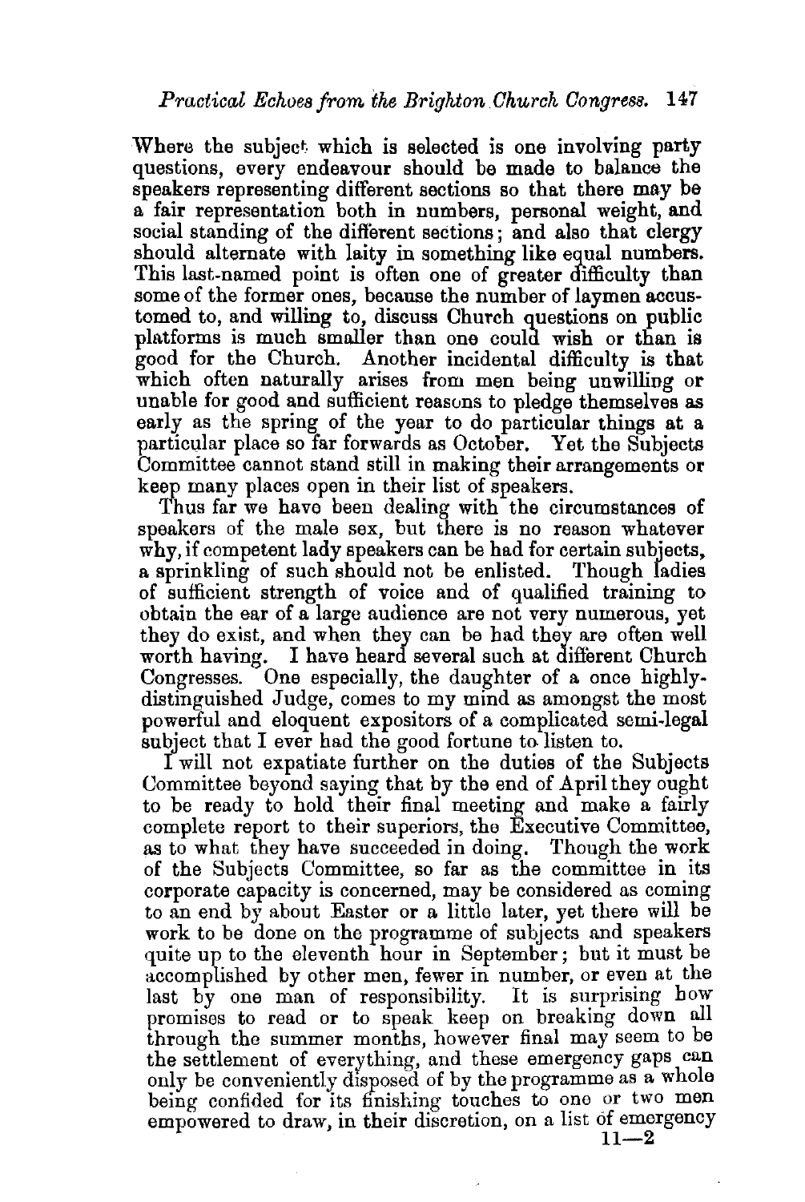Where the subject which is selected is one involving party questions, every endeavour should be made to balance the speakers representing different sections so that there may be a fair representation both in numbers, personal weight, and social standing of the different sections; and also that clergy should alternate with laity in something like equal numbers. This last-named point is often one of greater difficulty than some of the former ones, because the number of laymen accustomed to, and willing to, discuss Church questions on public platforms is much smaller than one could wish or than is good for the Church. Another incidental difficulty is that which often naturally arises from men being unwilling or unable for good and sufficient reasons to pledge themselves as early as the spring of the year to do particular things at a particular place so far forwards as October. Yet the Subjects Committee cannot stand still in making their arrangements or keep many places open in their list of speakers.

Thus far we have been dealing with the circumstances of speakers of the male sex, but there is no reason whatever why, if competent lady speakers can be had for certain subjects, a sprinkling of such should not be enlisted. Though ladies of sufficient strength of voice and of qualified training to obtain the ear of a large audience are not very numerous, yet they do exist, and when they can be had they are often well worth having. I have heard several such at different Church Congresses. One especially, the daughter of a once highly-distinguished Judge, comes to my mind as amongst the most powerful and eloquent expositors of a complicated semi-legal subject that I ever had the good fortune to listen to.

I will not expatiate further on the duties of the Subjects Committee beyond saying that by the end of April they ought to be ready to hold their final meeting and make a fairly complete report to their superiors, the Executive Committee, as to what they have succeeded in doing. Though the work of the Subjects Committee, so far as the committee in its corporate capacity is concerned, may be considered as coming to an end by about Easter or a little later, yet there will be work to be done on the programme of subjects and speakers quite up to the eleventh hour in September; but it must be accomplished by other men, fewer in number, or even at the last by one man of responsibility. It is surprising how promises to read or to speak keep on breaking down all through the summer months, however final may seem to be the settlement of everything, and these emergency gaps can only be conveniently disposed of by the programme as a whole being confided for its finishing touches to one or two men empowered to draw, in their discretion, on a list of emergency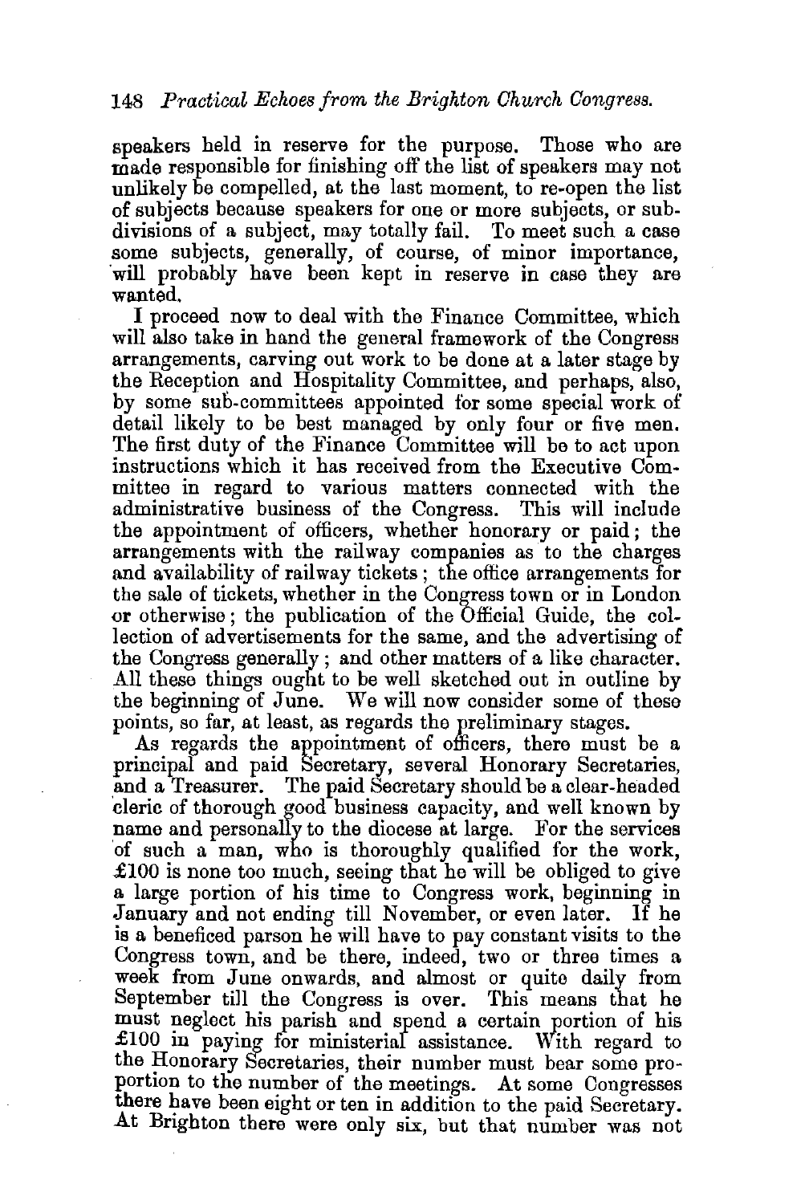speakers held in reserve for the purpose. Those who are made responsible for finishing off the list of speakers may not unlikely be compelled, at the last moment, to re-open the list of subjects because speakers for one or more subjects, or subdivisions of a subject, may totally fail. To meet such a case some subjects, generally, of course, of minor importance, will probably have been kept in reserve in case they are wanted.

I proceed now to deal with the Finance Committee, which will also take in hand the general framework of the Congress arrangements, carving out work to be done at a later stage by the Reception and Hospitality Committee, and perhaps, also, by some sub-committees appointed for some special work of detail likely to be best managed by only four or five men. The first duty of the Finance Committee will be to act upon instructions which it has received from the Executive Committee in regard to various matters connected with the administrative business of the Congress. This will include the appointment of officers, whether honorary or paid; the arrangements with the railway companies as to the charges and availability of railway tickets; the office arrangements for the sale of tickets, whether in the Congress town or in London or otherwise; the publication of the Official Guide, the collection of advertisements for the same, and the advertising of the Congress generally; and other matters of a like character. All these things ought to be well sketched out in outline by the beginning of June. We will now consider some of these points, so far, at least, as regards the preliminary stages.

As regards the appointment of officers, there must be a principal and paid Secretary, several Honorary Secretaries, and a Treasurer. The paid Secretary should be a clear-headed cleric of thorough good business capacity, and well known by name and personally to the diocese at large. For the services of such a man, who is thoroughly qualified for the work, £100 is none too much, seeing that he will be obliged to give a large portion of his time to Congress work, beginning in January and not ending till November, or even later. If he is a beneficed parson he will have to pay constant visits to the Congress town, and be there, indeed, two or three times a week from June onwards, and almost or quite daily from September till the Congress is over. This means that he must neglect his parish and spend a certain portion of his £100 in paying for ministerial assistance. With regard to the Honorary Secretaries, their number must bear some proportion to the number of the meetings. At some Congresses there have been eight or ten in addition to the paid Secretary. At Brighton there were only six, but that number was not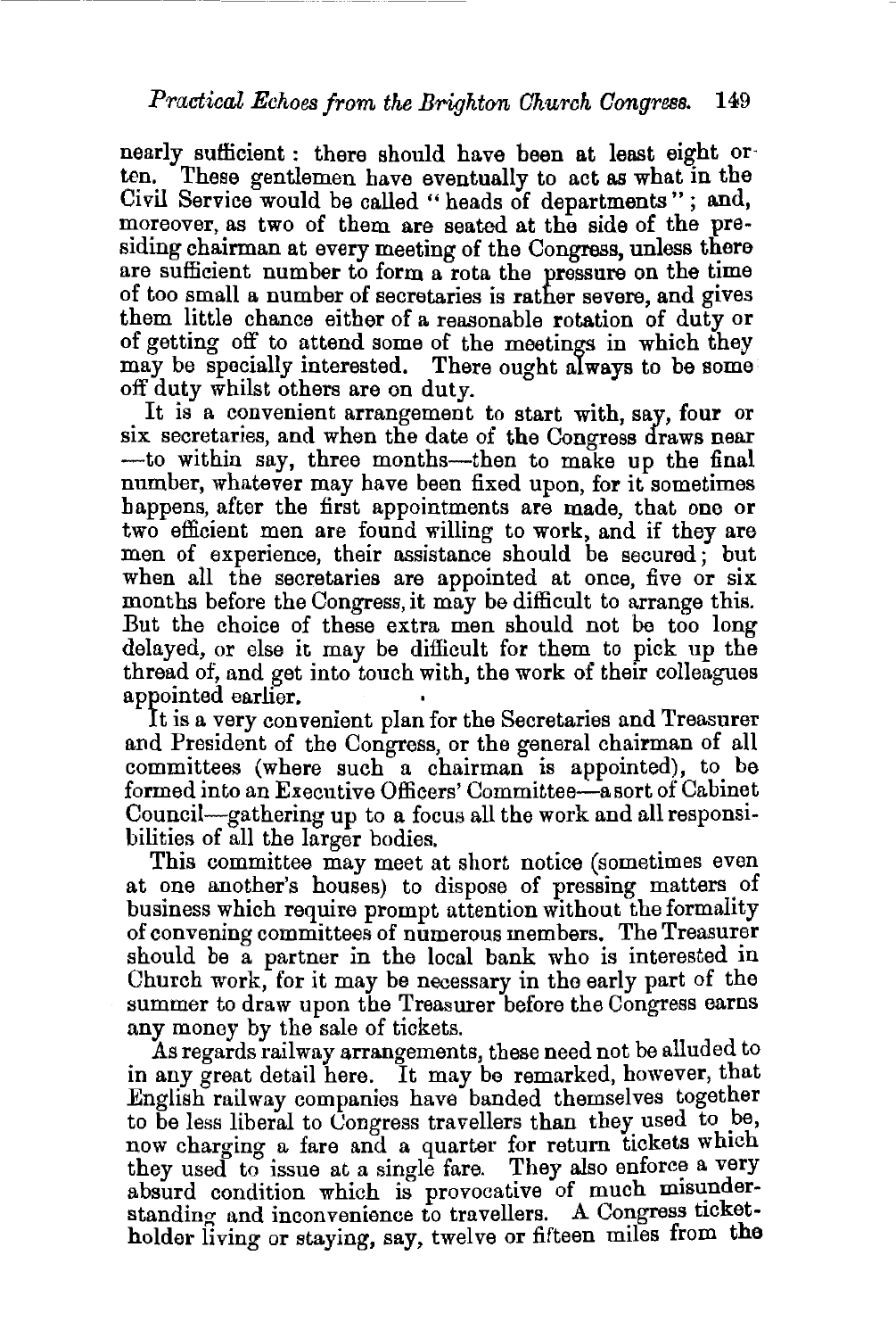nearly sufficient: there should have been at least eight or ten. These gentlemen have eventually to act as what in the Civil Service would be called "heads of departments"; and, moreover, as two of them are seated at the side of the presiding chairman at every meeting of the Congress, unless there are sufficient number to form a rota the pressure on the time of too small a number of secretaries is rather severe, and gives them little chance either of a reasonable rotation of duty or of getting off to attend some of the meetings in which they may be specially interested. There ought always to be some off duty whilst others are on duty.

It is a convenient arrangement to start with, say, four or six secretaries, and when the date of the Congress draws near —to within say, three months—then to make up the final number, whatever may have been fixed upon, for it sometimes happens, after the first appointments are made, that one or two efficient men are found willing to work, and if they are men of experience, their assistance should be secured; but when all the secretaries are appointed at once, five or six months before the Congress, it may be difficult to arrange this. But the choice of these extra men should not be too long delayed, or else it may be difficult for them to pick up the thread of, and get into touch with, the work of their colleagues appointed earlier.

It is a very convenient plan for the Secretaries and Treasurer and President of the Congress, or the general chairman of all committees (where such a chairman is appointed), to be formed into an Executive Officers' Committee—a sort of Cabinet Council—gathering up to a focus all the work and all responsibilities of all the larger bodies.

This committee may meet at short notice (sometimes even at one another's houses) to dispose of pressing matters of business which require prompt attention without the formality of convening committees of numerous members. The Treasurer should be a partner in the local bank who is interested in Church work, for it may be necessary in the early part of the summer to draw upon the Treasurer before the Congress earns any money by the sale of tickets.

As regards railway arrangements, these need not be alluded to in any great detail here. It may be remarked, however, that English railway companies have banded themselves together to be less liberal to Congress travellers than they used to be, now charging a fare and a quarter for return tickets which they used to issue at a single fare. They also enforce a very absurd condition which is provocative of much misunderstanding and inconvenience to travellers. A Congress ticket-holder living or staying, say, twelve or fifteen miles from the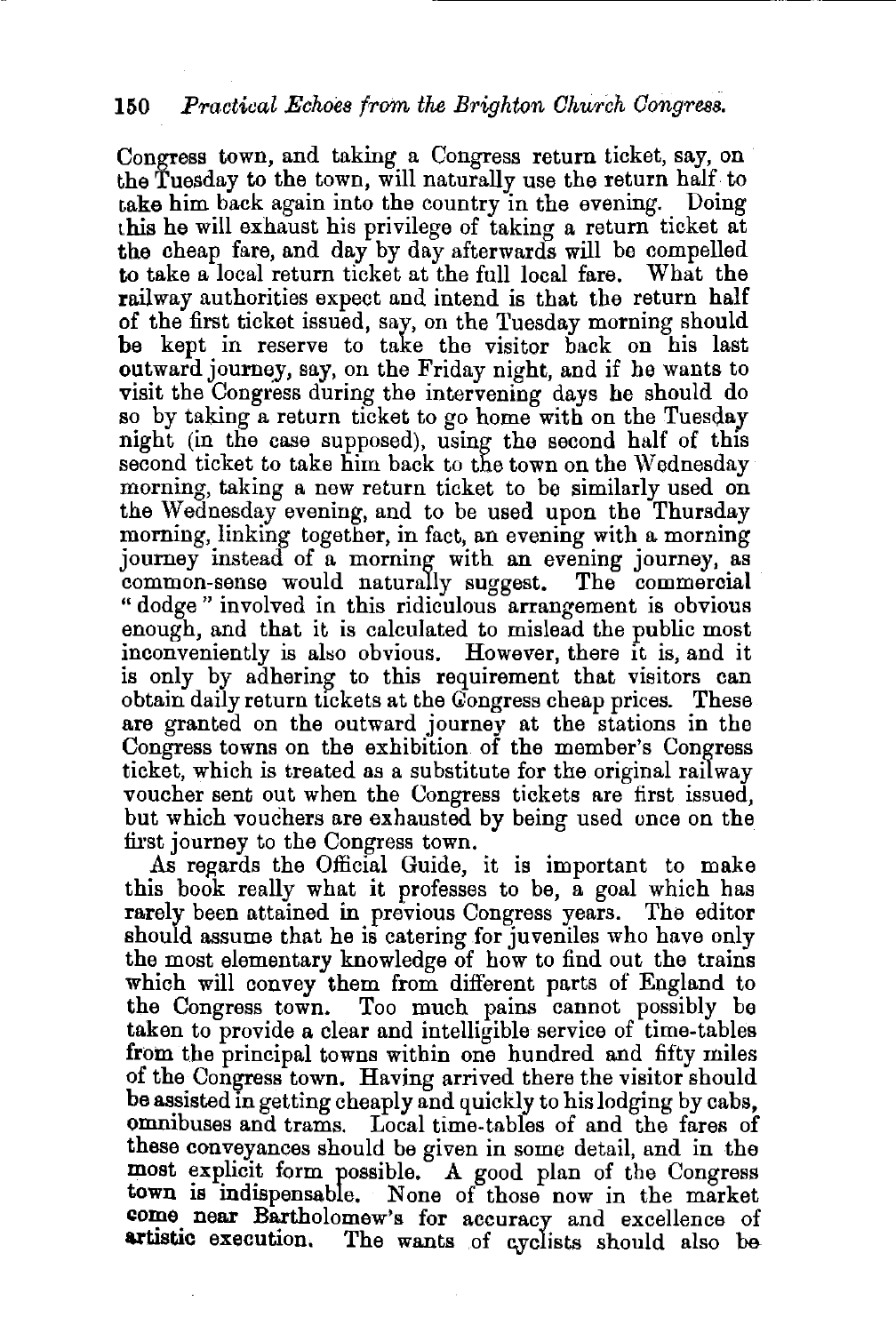Congress town, and taking a Congress return ticket, say, on the Tuesday to the town, will naturally use the return half to take him back again into the country in the evening. Doing this he will exhaust his privilege of taking a return ticket at the cheap fare, and day by day afterwards will be compelled to take a local return ticket at the full local fare. What the railway authorities expect and intend is that the return half of the first ticket issued, say, on the Tuesday morning should be kept in reserve to take the visitor back on his last outward journey, say, on the Friday night, and if he wants to visit the Congress during the intervening days he should do so by taking a return ticket to go home with on the Tuesday night (in the case supposed), using the second half of this second ticket to take him back to the town on the Wednesday morning, taking a new return ticket to be similarly used on the Wednesday evening, and to be used upon the Thursday morning, linking together, in fact, an evening with a morning journey instead of a morning with an evening journey, as common-sense would naturally suggest. The commercial "dodge" involved in this ridiculous arrangement is obvious enough, and that it is calculated to mislead the public most inconveniently is also obvious. However, there it is, and it is only by adhering to this requirement that visitors can obtain daily return tickets at the Congress cheap prices. These are granted on the outward journey at the stations in the Congress towns on the exhibition of the member's Congress ticket, which is treated as a substitute for the original railway voucher sent out when the Congress tickets are first issued, but which vouchers are exhausted by being used once on the first journey to the Congress town.

As regards the Official Guide, it is important to make this book really what it professes to be, a goal which has rarely been attained in previous Congress years. The editor should assume that he is catering for juveniles who have only the most elementary knowledge of how to find out the trains which will convey them from different parts of England to the Congress town. Too much pains cannot possibly be taken to provide a clear and intelligible service of time-tables from the principal towns within one hundred and fifty miles of the Congress town. Having arrived there the visitor should be assisted in getting cheaply and quickly to his lodging by cabs, omnibuses and trams. Local time-tables of and the fares of these conveyances should be given in some detail, and in the most explicit form possible. A good plan of the Congress town is indispensable. None of those now in the market come near Bartholomew's for accuracy and excellence of artistic execution. The wants of cyclists should also be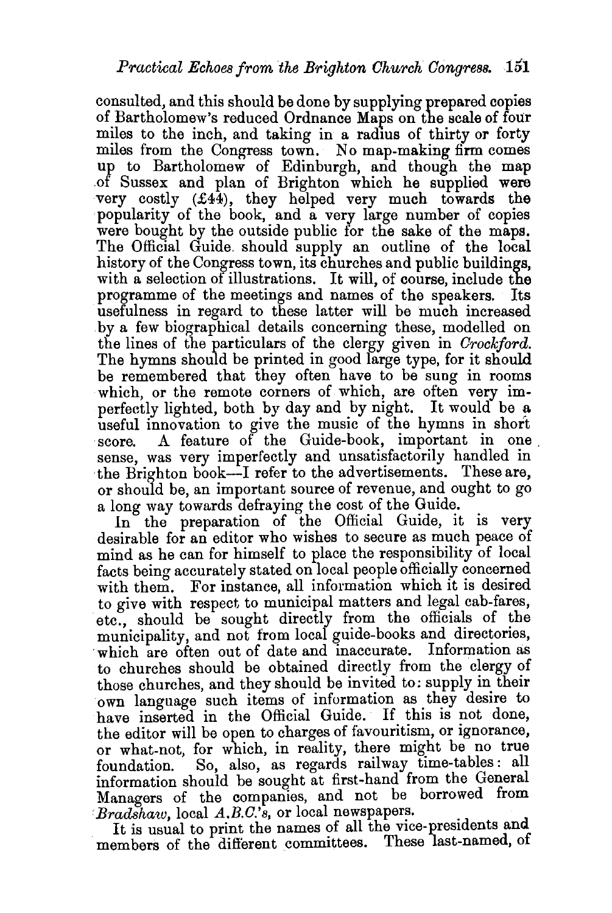consulted, and this should be done by supplying prepared copies of Bartholomew's reduced Ordnance Maps on the scale of four miles to the inch, and taking in a radius of thirty or forty miles from the Congress town. No map-making firm comes up to Bartholomew of Edinburgh, and though the map of Sussex and plan of Brighton which he supplied were very costly (£44), they helped very much towards the popularity of the book, and a very large number of copies were bought by the outside public for the sake of the maps. The Official Guide should supply an outline of the local history of the Congress town, its churches and public buildings, with a selection of illustrations. It will, of course, include the programme of the meetings and names of the speakers. Its usefulness in regard to these latter will be much increased by a few biographical details concerning these, modelled on the lines of the particulars of the clergy given in *Crockford*. The hymns should be printed in good large type, for it should be remembered that they often have to be sung in rooms which, or the remote corners of which, are often very imperfectly lighted, both by day and by night. It would be a useful innovation to give the music of the hymns in short score. A feature of the Guide-book, important in one sense, was very imperfectly and unsatisfactorily handled in the Brighton book—I refer to the advertisements. These are, or should be, an important source of revenue, and ought to go a long way towards defraying the cost of the Guide.

In the preparation of the Official Guide, it is very desirable for an editor who wishes to secure as much peace of mind as he can for himself to place the responsibility of local facts being accurately stated on local people officially concerned with them. For instance, all information which it is desired to give with respect to municipal matters and legal cab-fares, etc., should be sought directly from the officials of the municipality, and not from local guide-books and directories, which are often out of date and inaccurate. Information as to churches should be obtained directly from the clergy of those churches, and they should be invited to: supply in their own language such items of information as they desire to have inserted in the Official Guide. If this is not done, the editor will be open to charges of favouritism, or ignorance, or what-not, for which, in reality, there might be no true foundation. So, also, as regards railway time-tables: all information should be sought at first-hand from the General Managers of the companies, and not be borrowed from *Bradshaw*, local *A.B.C.'s*, or local newspapers.

It is usual to print the names of all the vice-presidents and members of the different committees. These last-named, of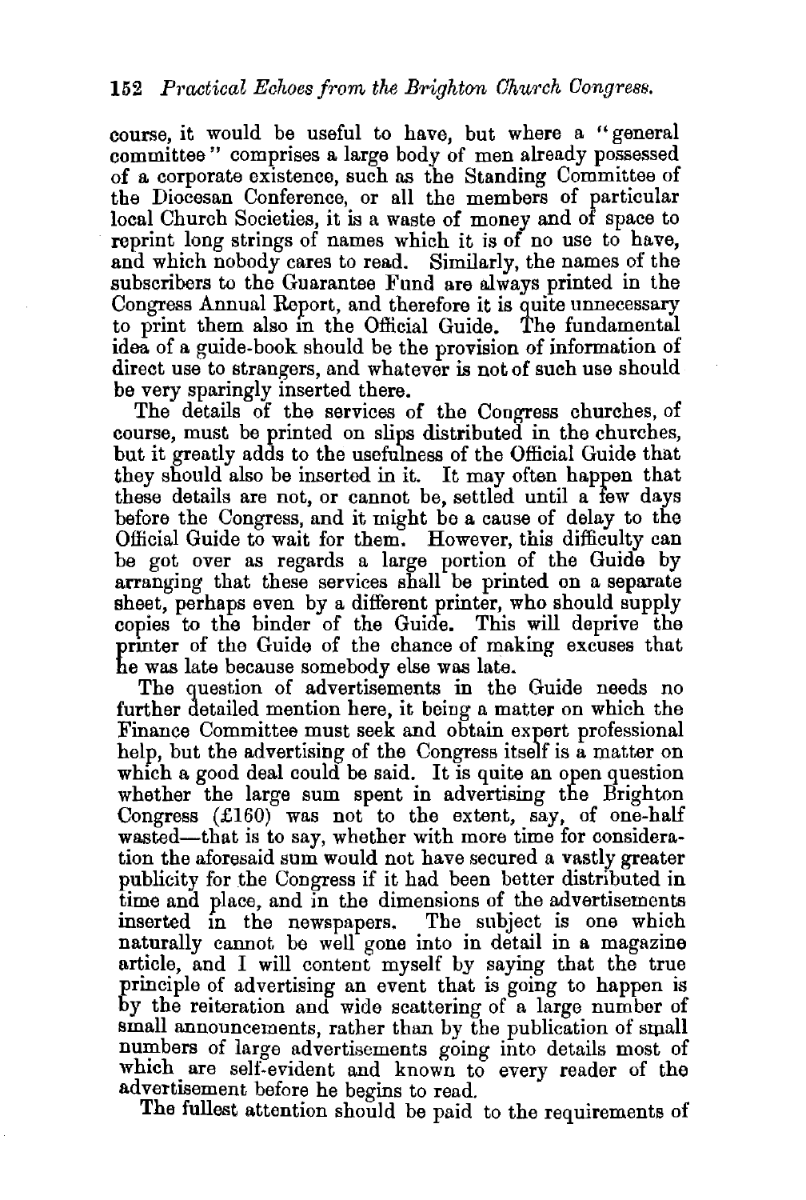course, it would be useful to have, but where a "general committee" comprises a large body of men already possessed of a corporate existence, such as the Standing Committee of the Diocesan Conference, or all the members of particular local Church Societies, it is a waste of money and of space to reprint long strings of names which it is of no use to have, and which nobody cares to read. Similarly, the names of the subscribers to the Guarantee Fund are always printed in the Congress Annual Report, and therefore it is quite unnecessary to print them also in the Official Guide. The fundamental idea of a guide-book should be the provision of information of direct use to strangers, and whatever is not of such use should be very sparingly inserted there.

The details of the services of the Congress churches, of course, must be printed on slips distributed in the churches, but it greatly adds to the usefulness of the Official Guide that they should also be inserted in it. It may often happen that these details are not, or cannot be, settled until a few days before the Congress, and it might be a cause of delay to the Official Guide to wait for them. However, this difficulty can be got over as regards a large portion of the Guide by arranging that these services shall be printed on a separate sheet, perhaps even by a different printer, who should supply copies to the binder of the Guide. This will deprive the printer of the Guide of the chance of making excuses that he was late because somebody else was late.

The question of advertisements in the Guide needs no further detailed mention here, it being a matter on which the Finance Committee must seek and obtain expert professional help, but the advertising of the Congress itself is a matter on which a good deal could be said. It is quite an open question whether the large sum spent in advertising the Brighton Congress (£160) was not to the extent, say, of one-half wasted—that is to say, whether with more time for consideration the aforesaid sum would not have secured a vastly greater publicity for the Congress if it had been better distributed in time and place, and in the dimensions of the advertisements inserted in the newspapers. The subject is one which naturally cannot be well gone into in detail in a magazine article, and I will content myself by saying that the true principle of advertising an event that is going to happen is by the reiteration and wide scattering of a large number of small announcements, rather than by the publication of small numbers of large advertisements going into details most of which are self-evident and known to every reader of the advertisement before he begins to read.

The fullest attention should be paid to the requirements of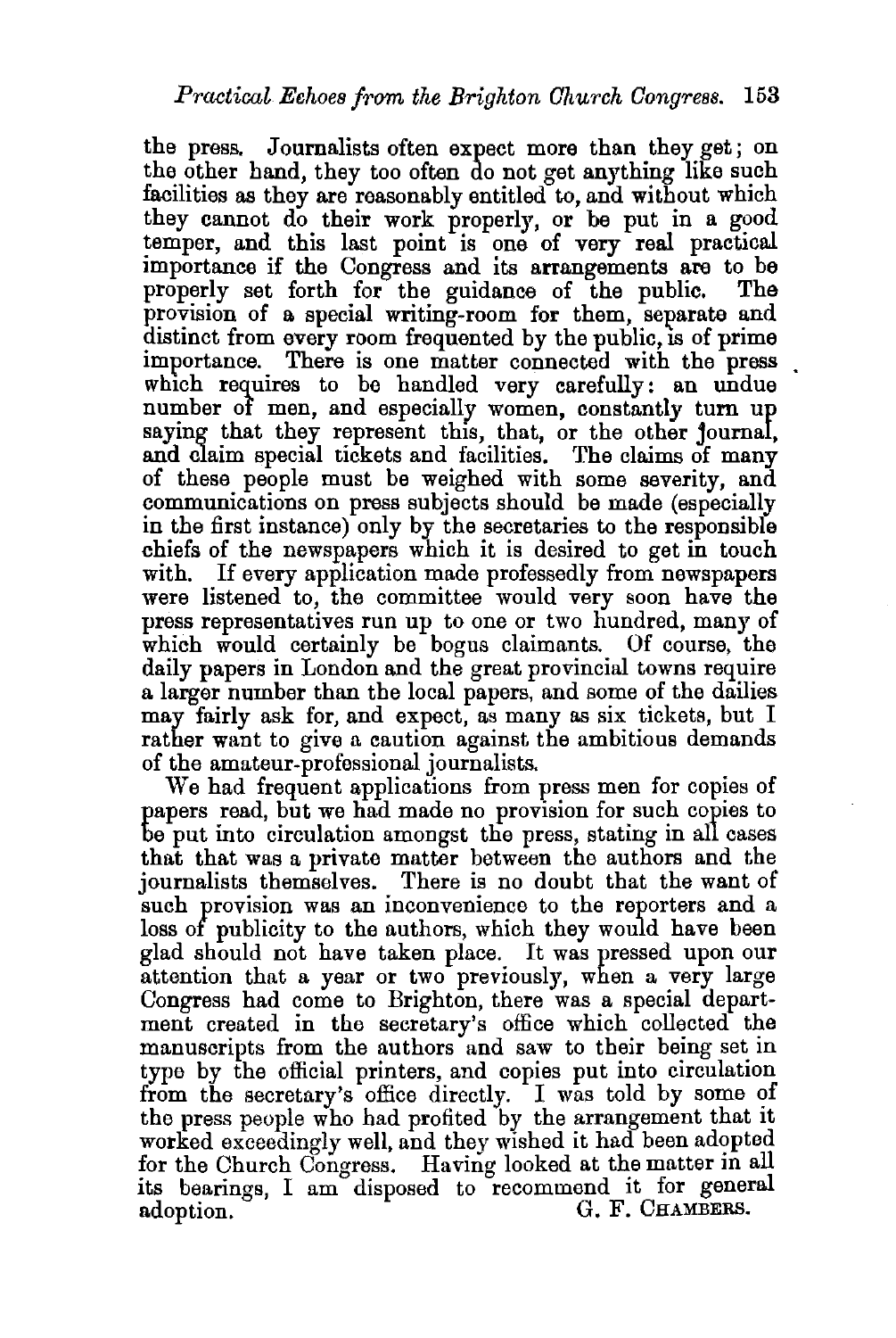the press. Journalists often expect more than they get; on the other hand, they too often do not get anything like such facilities as they are reasonably entitled to, and without which they cannot do their work properly, or be put in a good temper, and this last point is one of very real practical importance if the Congress and its arrangements are to be properly set forth for the guidance of the public. The provision of a special writing-room for them, separate and distinct from every room frequented by the public, is of prime importance. There is one matter connected with the press which requires to be handled very carefully: an undue number of men, and especially women, constantly turn up saying that they represent this, that, or the other journal, and claim special tickets and facilities. The claims of many of these people must be weighed with some severity, and communications on press subjects should be made (especially in the first instance) only by the secretaries to the responsible chiefs of the newspapers which it is desired to get in touch with. If every application made professedly from newspapers were listened to, the committee would very soon have the press representatives run up to one or two hundred, many of which would certainly be bogus claimants. Of course, the daily papers in London and the great provincial towns require a larger number than the local papers, and some of the dailies may fairly ask for, and expect, as many as six tickets, but I rather want to give a caution against the ambitious demands of the amateur-professional journalists.

We had frequent applications from press men for copies of papers read, but we had made no provision for such copies to be put into circulation amongst the press, stating in all cases that that was a private matter between the authors and the journalists themselves. There is no doubt that the want of such provision was an inconvenience to the reporters and a loss of publicity to the authors, which they would have been glad should not have taken place. It was pressed upon our attention that a year or two previously, when a very large Congress had come to Brighton, there was a special department created in the secretary's office which collected the manuscripts from the authors and saw to their being set in type by the official printers, and copies put into circulation from the secretary's office directly. I was told by some of the press people who had profited by the arrangement that it worked exceedingly well, and they wished it had been adopted for the Church Congress. Having looked at the matter in all its bearings, I am disposed to recommend it for general adoption.

G. F. CHAMBERS.